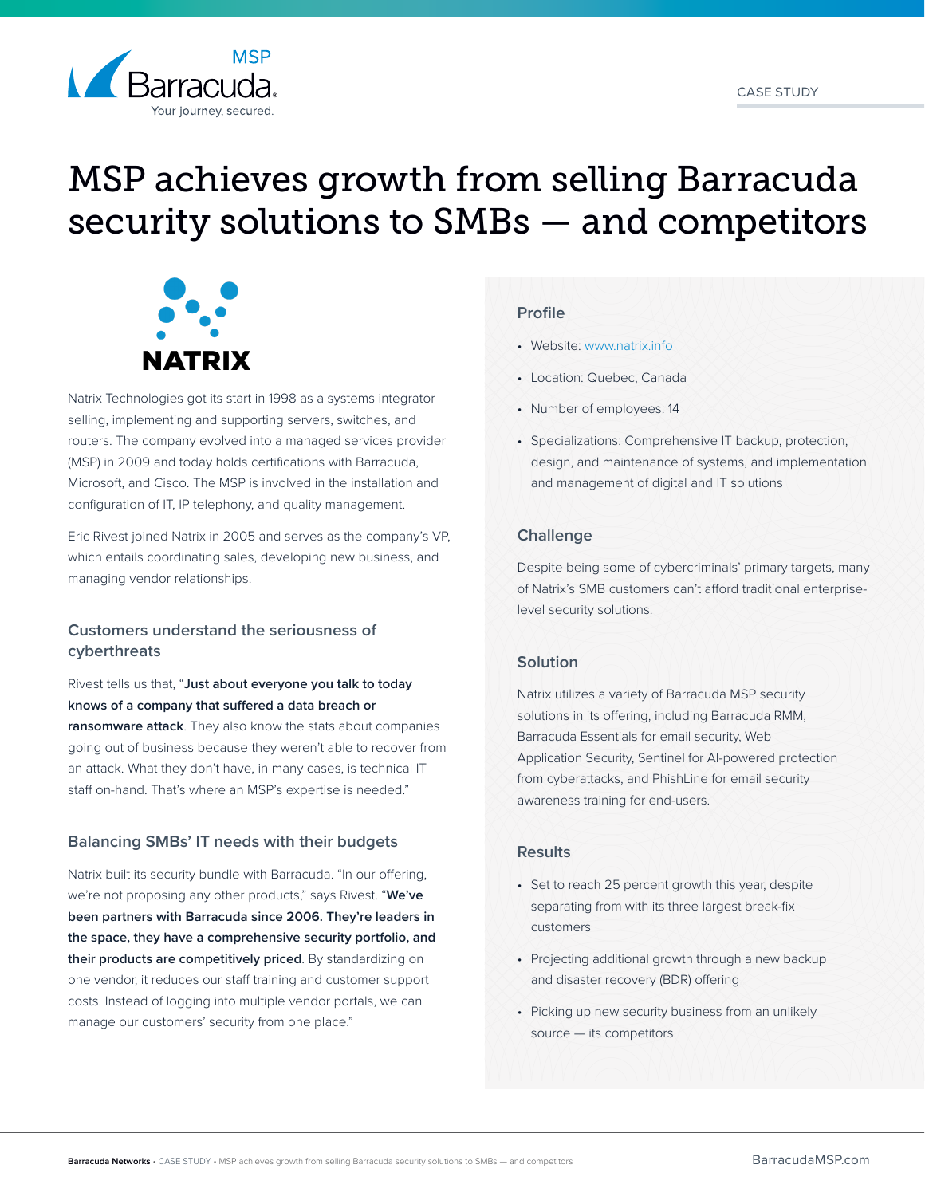CASE STUDY

# MSP achieves growth from selling Barracuda security solutions to SMBs — and competitors

**NATRIX**

Natrix Technologies got its start in 1998 as a systems integrator selling, implementing and supporting servers, switches, and routers. The company evolved into a managed services provider (MSP) in 2009 and today holds certifications with Barracuda, Microsoft, and Cisco. The MSP is involved in the installation and configuration of IT, IP telephony, and quality management.

Eric Rivest joined Natrix in 2005 and serves as the company's VP, which entails coordinating sales, developing new business, and managing vendor relationships.

### Customers understand the seriousness of cyberthreats

Rivest tells us that, "**Just about everyone you talk to today knows of a company that suffered a data breach or ransomware attack**. They also know the stats about companies going out of business because they weren't able to recover from an attack. What they don't have, in many cases, is technical IT staff on-hand. That's where an MSP's expertise is needed."

### Balancing SMBs' IT needs with their budgets

Natrix built its security bundle with Barracuda. "In our offering, we're not proposing any other products," says Rivest. "**We've been partners with Barracuda since 2006. They're leaders in the space, they have a comprehensive security portfolio, and their products are competitively priced**. By standardizing on one vendor, it reduces our staff training and customer support costs. Instead of logging into multiple vendor portals, we can manage our customers' security from one place."

### Profile

- Website: www.natrix.info
- Location: Quebec, Canada
- Number of employees: 14
- Specializations: Comprehensive IT backup, protection, design, and maintenance of systems, and implementation and management of digital and IT solutions

### Challenge

Despite being some of cybercriminals' primary targets, many of Natrix's SMB customers can't afford traditional enterprise-level security solutions.

### Solution

Natrix utilizes a variety of Barracuda MSP security solutions in its offering, including Barracuda RMM, Barracuda Essentials for email security, Web Application Security, Sentinel for AI-powered protection from cyberattacks, and PhishLine for email security awareness training for end-users.

### Results

- Set to reach 25 percent growth this year, despite separating from with its three largest break-fix customers
- Projecting additional growth through a new backup and disaster recovery (BDR) offering
- Picking up new security business from an unlikely source — its competitors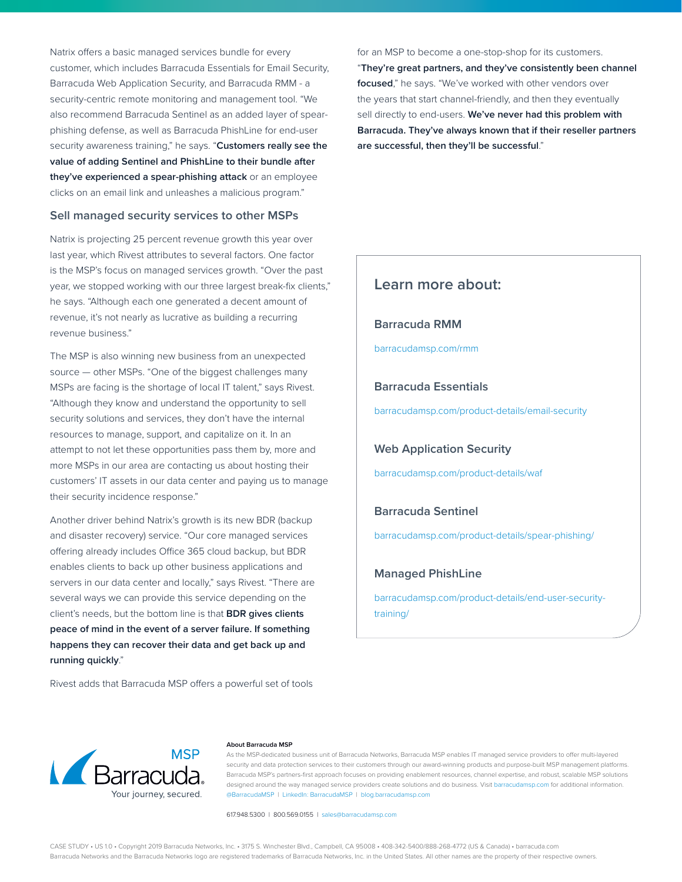Natrix offers a basic managed services bundle for every customer, which includes Barracuda Essentials for Email Security, Barracuda Web Application Security, and Barracuda RMM - a security-centric remote monitoring and management tool. "We also recommend Barracuda Sentinel as an added layer of spear-phishing defense, as well as Barracuda PhishLine for end-user security awareness training," he says. "**Customers really see the value of adding Sentinel and PhishLine to their bundle after they've experienced a spear-phishing attack** or an employee clicks on an email link and unleashes a malicious program."

## Sell managed security services to other MSPs

Natrix is projecting 25 percent revenue growth this year over last year, which Rivest attributes to several factors. One factor is the MSP's focus on managed services growth. "Over the past year, we stopped working with our three largest break-fix clients," he says. "Although each one generated a decent amount of revenue, it's not nearly as lucrative as building a recurring revenue business."

The MSP is also winning new business from an unexpected source — other MSPs. "One of the biggest challenges many MSPs are facing is the shortage of local IT talent," says Rivest. "Although they know and understand the opportunity to sell security solutions and services, they don't have the internal resources to manage, support, and capitalize on it. In an attempt to not let these opportunities pass them by, more and more MSPs in our area are contacting us about hosting their customers' IT assets in our data center and paying us to manage their security incidence response."

Another driver behind Natrix's growth is its new BDR (backup and disaster recovery) service. "Our core managed services offering already includes Office 365 cloud backup, but BDR enables clients to back up other business applications and servers in our data center and locally," says Rivest. "There are several ways we can provide this service depending on the client's needs, but the bottom line is that **BDR gives clients peace of mind in the event of a server failure. If something happens they can recover their data and get back up and running quickly**."

Rivest adds that Barracuda MSP offers a powerful set of tools for an MSP to become a one-stop-shop for its customers. "**They're great partners, and they've consistently been channel focused**," he says. "We've worked with other vendors over the years that start channel-friendly, and then they eventually sell directly to end-users. **We've never had this problem with Barracuda. They've always known that if their reseller partners are successful, then they'll be successful**."

## Learn more about:

### Barracuda RMM

barracudamsp.com/rmm

### Barracuda Essentials

barracudamsp.com/product-details/email-security

### Web Application Security

barracudamsp.com/product-details/waf

### Barracuda Sentinel

barracudamsp.com/product-details/spear-phishing/

### Managed PhishLine

barracudamsp.com/product-details/end-user-security-training/

MSP Barracuda. Your journey, secured.

**About Barracuda MSP**

As the MSP-dedicated business unit of Barracuda Networks, Barracuda MSP enables IT managed service providers to offer multi-layered security and data protection services to their customers through our award-winning products and purpose-built MSP management platforms. Barracuda MSP's partners-first approach focuses on providing enablement resources, channel expertise, and robust, scalable MSP solutions designed around the way managed service providers create solutions and do business. Visit barracudamsp.com for additional information. @BarracudaMSP | LinkedIn: BarracudaMSP | blog.barracudamsp.com

617.948.5300 | 800.569.0155 | sales@barracudamsp.com

CASE STUDY • US 1.0 • Copyright 2019 Barracuda Networks, Inc. • 3175 S. Winchester Blvd., Campbell, CA 95008 • 408-342-5400/888-268-4772 (US & Canada) • barracuda.com
Barracuda Networks and the Barracuda Networks logo are registered trademarks of Barracuda Networks, Inc. in the United States. All other names are the property of their respective owners.